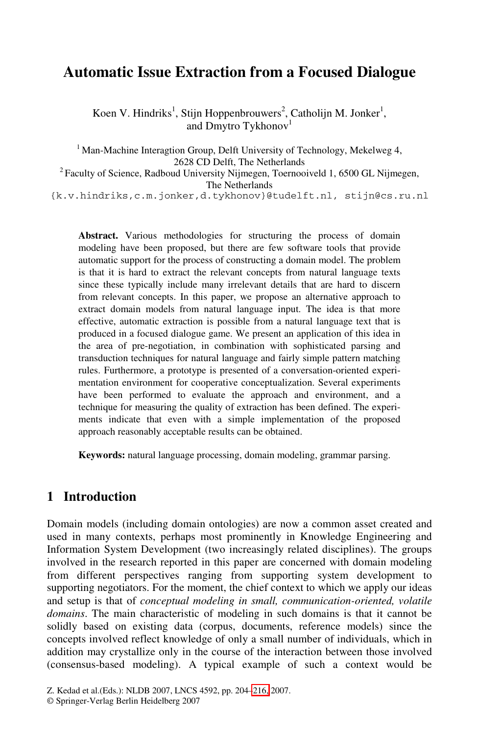# Automatic Issue Extraction from a Focused Dialogue

Koen V. Hindriks[1], Stijn Hoppenbrouwers[2], Catholijn M. Jonker[1], and Dmytro Tykhonov[1]

[1] Man-Machine Interagtion Group, Delft University of Technology, Mekelweg 4, 2628 CD Delft, The Netherlands
[2] Faculty of Science, Radboud University Nijmegen, Toernooiveld 1, 6500 GL Nijmegen, The Netherlands
{k.v.hindriks,c.m.jonker,d.tykhonov}@tudelft.nl, stijn@cs.ru.nl

**Abstract.** Various methodologies for structuring the process of domain modeling have been proposed, but there are few software tools that provide automatic support for the process of constructing a domain model. The problem is that it is hard to extract the relevant concepts from natural language texts since these typically include many irrelevant details that are hard to discern from relevant concepts. In this paper, we propose an alternative approach to extract domain models from natural language input. The idea is that more effective, automatic extraction is possible from a natural language text that is produced in a focused dialogue game. We present an application of this idea in the area of pre-negotiation, in combination with sophisticated parsing and transduction techniques for natural language and fairly simple pattern matching rules. Furthermore, a prototype is presented of a conversation-oriented experimentation environment for cooperative conceptualization. Several experiments have been performed to evaluate the approach and environment, and a technique for measuring the quality of extraction has been defined. The experiments indicate that even with a simple implementation of the proposed approach reasonably acceptable results can be obtained.

**Keywords:** natural language processing, domain modeling, grammar parsing.

## 1 Introduction

Domain models (including domain ontologies) are now a common asset created and used in many contexts, perhaps most prominently in Knowledge Engineering and Information System Development (two increasingly related disciplines). The groups involved in the research reported in this paper are concerned with domain modeling from different perspectives ranging from supporting system development to supporting negotiators. For the moment, the chief context to which we apply our ideas and setup is that of *conceptual modeling in small, communication-oriented, volatile domains*. The main characteristic of modeling in such domains is that it cannot be solidly based on existing data (corpus, documents, reference models) since the concepts involved reflect knowledge of only a small number of individuals, which in addition may crystallize only in the course of the interaction between those involved (consensus-based modeling). A typical example of such a context would be

Z. Kedad et al.(Eds.): NLDB 2007, LNCS 4592, pp. 204–216, 2007.
© Springer-Verlag Berlin Heidelberg 2007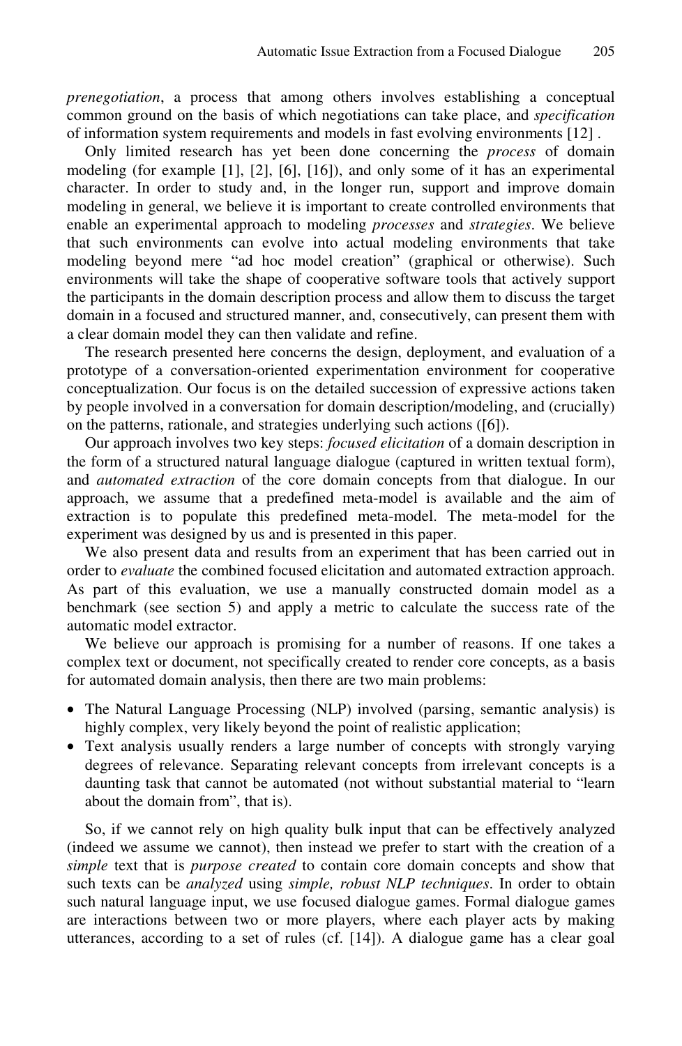*prenegotiation*, a process that among others involves establishing a conceptual common ground on the basis of which negotiations can take place, and *specification* of information system requirements and models in fast evolving environments [12] .

Only limited research has yet been done concerning the *process* of domain modeling (for example [1], [2], [6], [16]), and only some of it has an experimental character. In order to study and, in the longer run, support and improve domain modeling in general, we believe it is important to create controlled environments that enable an experimental approach to modeling *processes* and *strategies*. We believe that such environments can evolve into actual modeling environments that take modeling beyond mere "ad hoc model creation" (graphical or otherwise). Such environments will take the shape of cooperative software tools that actively support the participants in the domain description process and allow them to discuss the target domain in a focused and structured manner, and, consecutively, can present them with a clear domain model they can then validate and refine.

The research presented here concerns the design, deployment, and evaluation of a prototype of a conversation-oriented experimentation environment for cooperative conceptualization. Our focus is on the detailed succession of expressive actions taken by people involved in a conversation for domain description/modeling, and (crucially) on the patterns, rationale, and strategies underlying such actions ([6]).

Our approach involves two key steps: *focused elicitation* of a domain description in the form of a structured natural language dialogue (captured in written textual form), and *automated extraction* of the core domain concepts from that dialogue. In our approach, we assume that a predefined meta-model is available and the aim of extraction is to populate this predefined meta-model. The meta-model for the experiment was designed by us and is presented in this paper.

We also present data and results from an experiment that has been carried out in order to *evaluate* the combined focused elicitation and automated extraction approach. As part of this evaluation, we use a manually constructed domain model as a benchmark (see section 5) and apply a metric to calculate the success rate of the automatic model extractor.

We believe our approach is promising for a number of reasons. If one takes a complex text or document, not specifically created to render core concepts, as a basis for automated domain analysis, then there are two main problems:

- The Natural Language Processing (NLP) involved (parsing, semantic analysis) is highly complex, very likely beyond the point of realistic application;
- Text analysis usually renders a large number of concepts with strongly varying degrees of relevance. Separating relevant concepts from irrelevant concepts is a daunting task that cannot be automated (not without substantial material to "learn about the domain from", that is).

So, if we cannot rely on high quality bulk input that can be effectively analyzed (indeed we assume we cannot), then instead we prefer to start with the creation of a *simple* text that is *purpose created* to contain core domain concepts and show that such texts can be *analyzed* using *simple, robust NLP techniques*. In order to obtain such natural language input, we use focused dialogue games. Formal dialogue games are interactions between two or more players, where each player acts by making utterances, according to a set of rules (cf. [14]). A dialogue game has a clear goal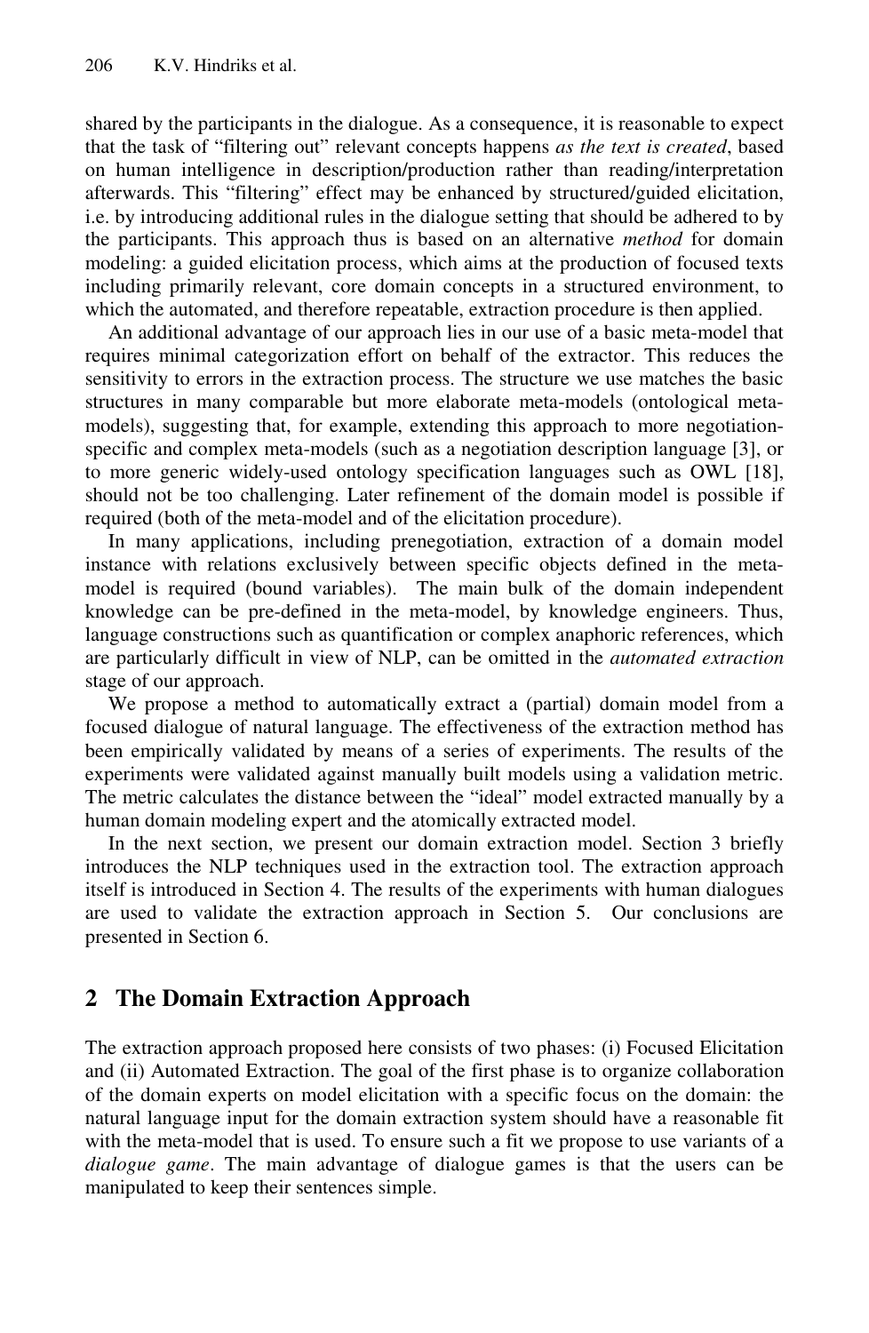shared by the participants in the dialogue. As a consequence, it is reasonable to expect that the task of "filtering out" relevant concepts happens *as the text is created*, based on human intelligence in description/production rather than reading/interpretation afterwards. This "filtering" effect may be enhanced by structured/guided elicitation, i.e. by introducing additional rules in the dialogue setting that should be adhered to by the participants. This approach thus is based on an alternative *method* for domain modeling: a guided elicitation process, which aims at the production of focused texts including primarily relevant, core domain concepts in a structured environment, to which the automated, and therefore repeatable, extraction procedure is then applied.

An additional advantage of our approach lies in our use of a basic meta-model that requires minimal categorization effort on behalf of the extractor. This reduces the sensitivity to errors in the extraction process. The structure we use matches the basic structures in many comparable but more elaborate meta-models (ontological meta-models), suggesting that, for example, extending this approach to more negotiation-specific and complex meta-models (such as a negotiation description language [3], or to more generic widely-used ontology specification languages such as OWL [18], should not be too challenging. Later refinement of the domain model is possible if required (both of the meta-model and of the elicitation procedure).

In many applications, including prenegotiation, extraction of a domain model instance with relations exclusively between specific objects defined in the meta-model is required (bound variables). The main bulk of the domain independent knowledge can be pre-defined in the meta-model, by knowledge engineers. Thus, language constructions such as quantification or complex anaphoric references, which are particularly difficult in view of NLP, can be omitted in the *automated extraction* stage of our approach.

We propose a method to automatically extract a (partial) domain model from a focused dialogue of natural language. The effectiveness of the extraction method has been empirically validated by means of a series of experiments. The results of the experiments were validated against manually built models using a validation metric. The metric calculates the distance between the "ideal" model extracted manually by a human domain modeling expert and the atomically extracted model.

In the next section, we present our domain extraction model. Section 3 briefly introduces the NLP techniques used in the extraction tool. The extraction approach itself is introduced in Section 4. The results of the experiments with human dialogues are used to validate the extraction approach in Section 5. Our conclusions are presented in Section 6.

## 2 The Domain Extraction Approach

The extraction approach proposed here consists of two phases: (i) Focused Elicitation and (ii) Automated Extraction. The goal of the first phase is to organize collaboration of the domain experts on model elicitation with a specific focus on the domain: the natural language input for the domain extraction system should have a reasonable fit with the meta-model that is used. To ensure such a fit we propose to use variants of a *dialogue game*. The main advantage of dialogue games is that the users can be manipulated to keep their sentences simple.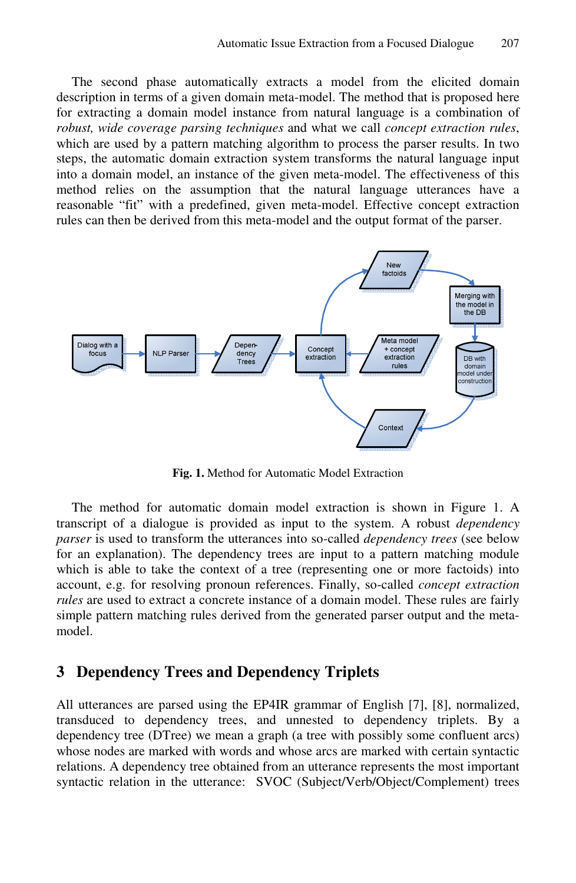The second phase automatically extracts a model from the elicited domain description in terms of a given domain meta-model. The method that is proposed here for extracting a domain model instance from natural language is a combination of *robust, wide coverage parsing techniques* and what we call *concept extraction rules*, which are used by a pattern matching algorithm to process the parser results. In two steps, the automatic domain extraction system transforms the natural language input into a domain model, an instance of the given meta-model. The effectiveness of this method relies on the assumption that the natural language utterances have a reasonable "fit" with a predefined, given meta-model. Effective concept extraction rules can then be derived from this meta-model and the output format of the parser.

Dialog with a focus

NLP Parser

Dependency Trees

Concept extraction

Meta model + concept extraction rules

New factoids

Merging with the model in the DB

DB with domain model under construction

Context

**Fig. 1.** Method for Automatic Model Extraction

The method for automatic domain model extraction is shown in Figure 1. A transcript of a dialogue is provided as input to the system. A robust *dependency parser* is used to transform the utterances into so-called *dependency trees* (see below for an explanation). The dependency trees are input to a pattern matching module which is able to take the context of a tree (representing one or more factoids) into account, e.g. for resolving pronoun references. Finally, so-called *concept extraction rules* are used to extract a concrete instance of a domain model. These rules are fairly simple pattern matching rules derived from the generated parser output and the meta-model.

## 3 Dependency Trees and Dependency Triplets

All utterances are parsed using the EP4IR grammar of English [7], [8], normalized, transduced to dependency trees, and unnested to dependency triplets. By a dependency tree (DTree) we mean a graph (a tree with possibly some confluent arcs) whose nodes are marked with words and whose arcs are marked with certain syntactic relations. A dependency tree obtained from an utterance represents the most important syntactic relation in the utterance: SVOC (Subject/Verb/Object/Complement) trees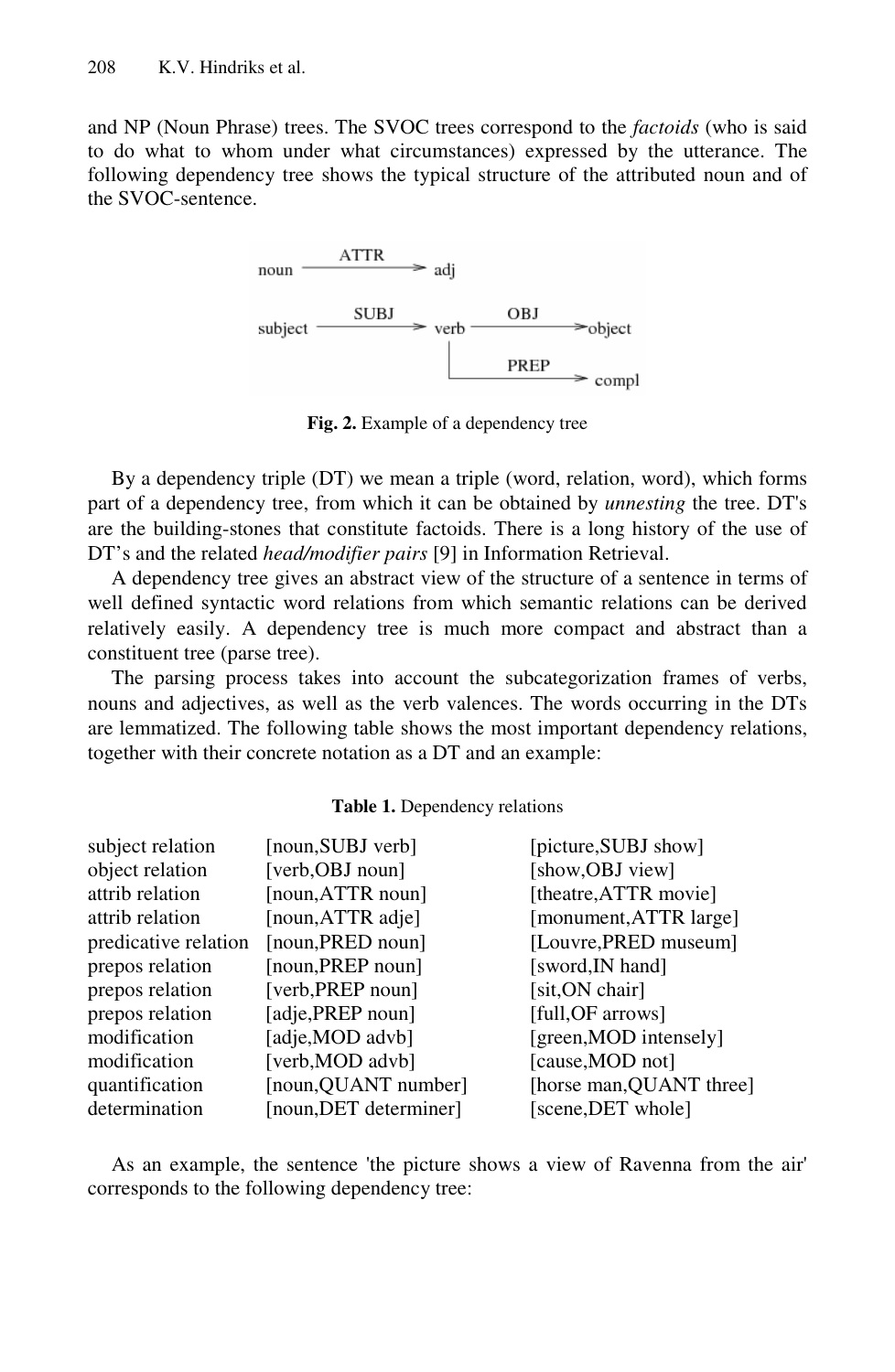and NP (Noun Phrase) trees. The SVOC trees correspond to the *factoids* (who is said to do what to whom under what circumstances) expressed by the utterance. The following dependency tree shows the typical structure of the attributed noun and of the SVOC-sentence.

**Fig. 2.** Example of a dependency tree

By a dependency triple (DT) we mean a triple (word, relation, word), which forms part of a dependency tree, from which it can be obtained by *unnesting* the tree. DT's are the building-stones that constitute factoids. There is a long history of the use of DT's and the related *head/modifier pairs* [9] in Information Retrieval.

A dependency tree gives an abstract view of the structure of a sentence in terms of well defined syntactic word relations from which semantic relations can be derived relatively easily. A dependency tree is much more compact and abstract than a constituent tree (parse tree).

The parsing process takes into account the subcategorization frames of verbs, nouns and adjectives, as well as the verb valences. The words occurring in the DTs are lemmatized. The following table shows the most important dependency relations, together with their concrete notation as a DT and an example:

**Table 1.** Dependency relations

| | | |
|---|---|---|
| subject relation | [noun,SUBJ verb] | [picture,SUBJ show] |
| object relation | [verb,OBJ noun] | [show,OBJ view] |
| attrib relation | [noun,ATTR noun] | [theatre,ATTR movie] |
| attrib relation | [noun,ATTR adje] | [monument,ATTR large] |
| predicative relation | [noun,PRED noun] | [Louvre,PRED museum] |
| prepos relation | [noun,PREP noun] | [sword,IN hand] |
| prepos relation | [verb,PREP noun] | [sit,ON chair] |
| prepos relation | [adje,PREP noun] | [full,OF arrows] |
| modification | [adje,MOD advb] | [green,MOD intensely] |
| modification | [verb,MOD advb] | [cause,MOD not] |
| quantification | [noun,QUANT number] | [horse man,QUANT three] |
| determination | [noun,DET determiner] | [scene,DET whole] |

As an example, the sentence 'the picture shows a view of Ravenna from the air' corresponds to the following dependency tree: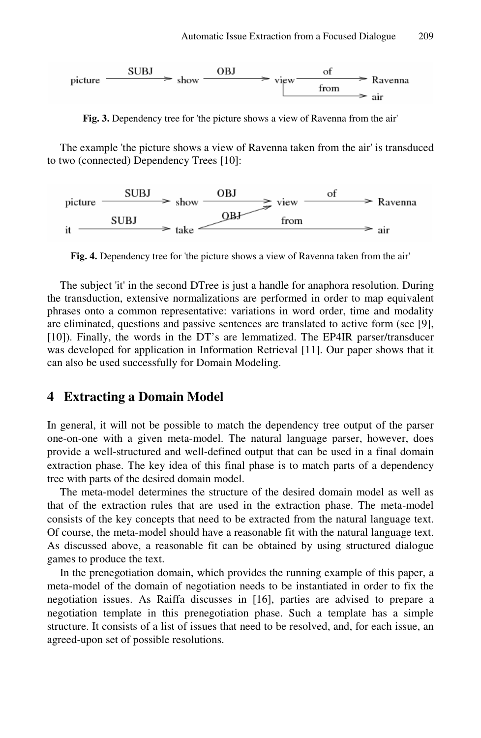**Fig. 3.** Dependency tree for 'the picture shows a view of Ravenna from the air'

The example 'the picture shows a view of Ravenna taken from the air' is transduced to two (connected) Dependency Trees [10]:

**Fig. 4.** Dependency tree for 'the picture shows a view of Ravenna taken from the air'

The subject 'it' in the second DTree is just a handle for anaphora resolution. During the transduction, extensive normalizations are performed in order to map equivalent phrases onto a common representative: variations in word order, time and modality are eliminated, questions and passive sentences are translated to active form (see [9], [10]). Finally, the words in the DT's are lemmatized. The EP4IR parser/transducer was developed for application in Information Retrieval [11]. Our paper shows that it can also be used successfully for Domain Modeling.

## 4 Extracting a Domain Model

In general, it will not be possible to match the dependency tree output of the parser one-on-one with a given meta-model. The natural language parser, however, does provide a well-structured and well-defined output that can be used in a final domain extraction phase. The key idea of this final phase is to match parts of a dependency tree with parts of the desired domain model.

The meta-model determines the structure of the desired domain model as well as that of the extraction rules that are used in the extraction phase. The meta-model consists of the key concepts that need to be extracted from the natural language text. Of course, the meta-model should have a reasonable fit with the natural language text. As discussed above, a reasonable fit can be obtained by using structured dialogue games to produce the text.

In the prenegotiation domain, which provides the running example of this paper, a meta-model of the domain of negotiation needs to be instantiated in order to fix the negotiation issues. As Raiffa discusses in [16], parties are advised to prepare a negotiation template in this prenegotiation phase. Such a template has a simple structure. It consists of a list of issues that need to be resolved, and, for each issue, an agreed-upon set of possible resolutions.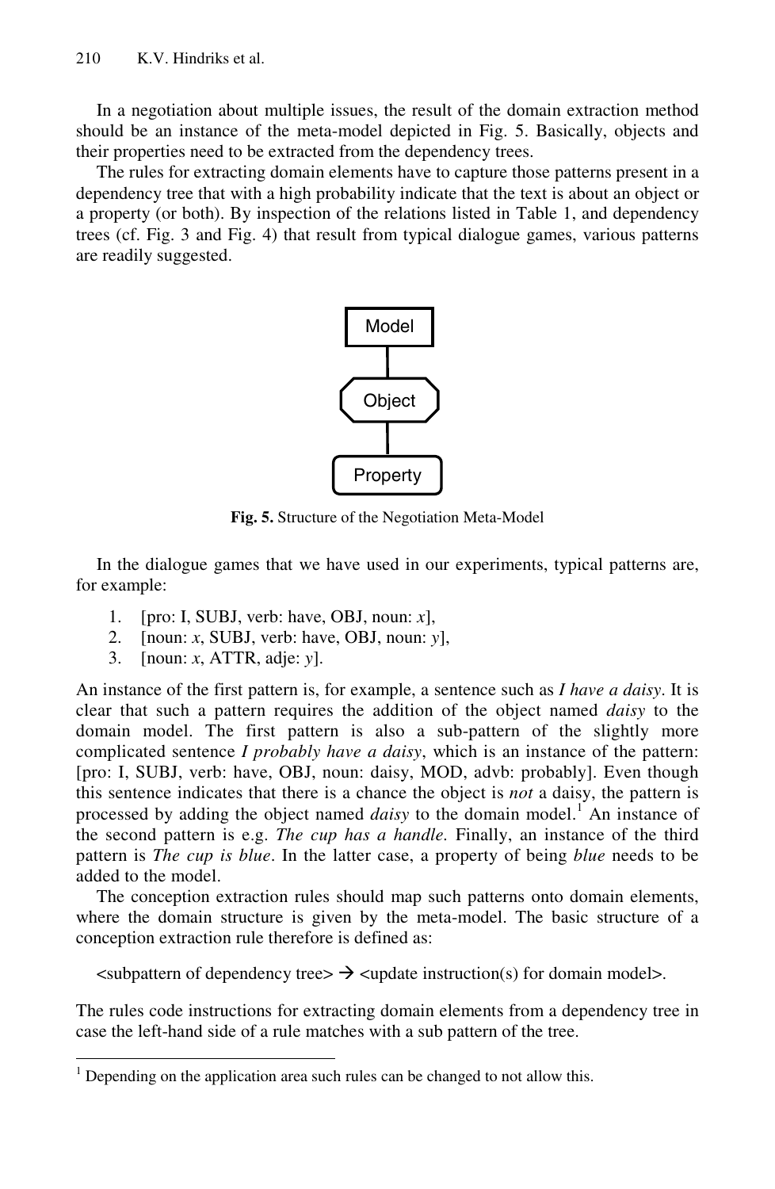In a negotiation about multiple issues, the result of the domain extraction method should be an instance of the meta-model depicted in Fig. 5. Basically, objects and their properties need to be extracted from the dependency trees.

The rules for extracting domain elements have to capture those patterns present in a dependency tree that with a high probability indicate that the text is about an object or a property (or both). By inspection of the relations listed in Table 1, and dependency trees (cf. Fig. 3 and Fig. 4) that result from typical dialogue games, various patterns are readily suggested.

Model

Object

Property

**Fig. 5.** Structure of the Negotiation Meta-Model

In the dialogue games that we have used in our experiments, typical patterns are, for example:

1. [pro: I, SUBJ, verb: have, OBJ, noun: *x*],
2. [noun: *x*, SUBJ, verb: have, OBJ, noun: *y*],
3. [noun: *x*, ATTR, adje: *y*].

An instance of the first pattern is, for example, a sentence such as *I have a daisy*. It is clear that such a pattern requires the addition of the object named *daisy* to the domain model. The first pattern is also a sub-pattern of the slightly more complicated sentence *I probably have a daisy*, which is an instance of the pattern: [pro: I, SUBJ, verb: have, OBJ, noun: daisy, MOD, advb: probably]. Even though this sentence indicates that there is a chance the object is *not* a daisy, the pattern is processed by adding the object named *daisy* to the domain model.[1] An instance of the second pattern is e.g. *The cup has a handle*. Finally, an instance of the third pattern is *The cup is blue*. In the latter case, a property of being *blue* needs to be added to the model.

The conception extraction rules should map such patterns onto domain elements, where the domain structure is given by the meta-model. The basic structure of a conception extraction rule therefore is defined as:

<subpattern of dependency tree> → <update instruction(s) for domain model>.

The rules code instructions for extracting domain elements from a dependency tree in case the left-hand side of a rule matches with a sub pattern of the tree.

[1] Depending on the application area such rules can be changed to not allow this.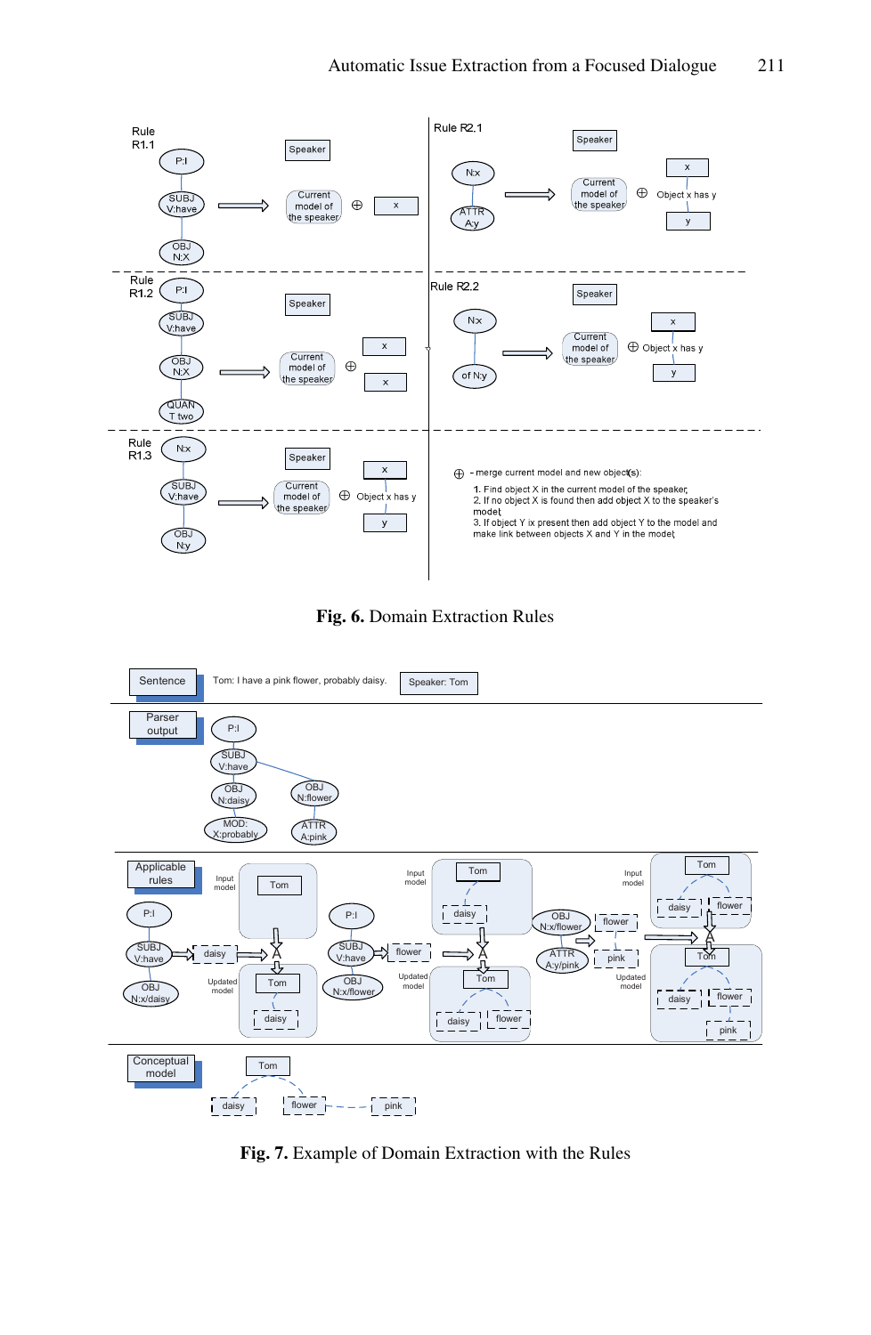Rule R1.1

Rule R1.2

Rule R1.3

Rule R2.1

Rule R2.2

⊕ - merge current model and new object(s):

1. Find object X in the current model of the speaker;
2. If no object X is found then add object X to the speaker's model;
3. If object Y ix present then add object Y to the model and make link between objects X and Y in the model;

**Fig. 6.** Domain Extraction Rules

Sentence — Tom: I have a pink flower, probably daisy. — Speaker: Tom

Parser output

Applicable rules

Conceptual model

**Fig. 7.** Example of Domain Extraction with the Rules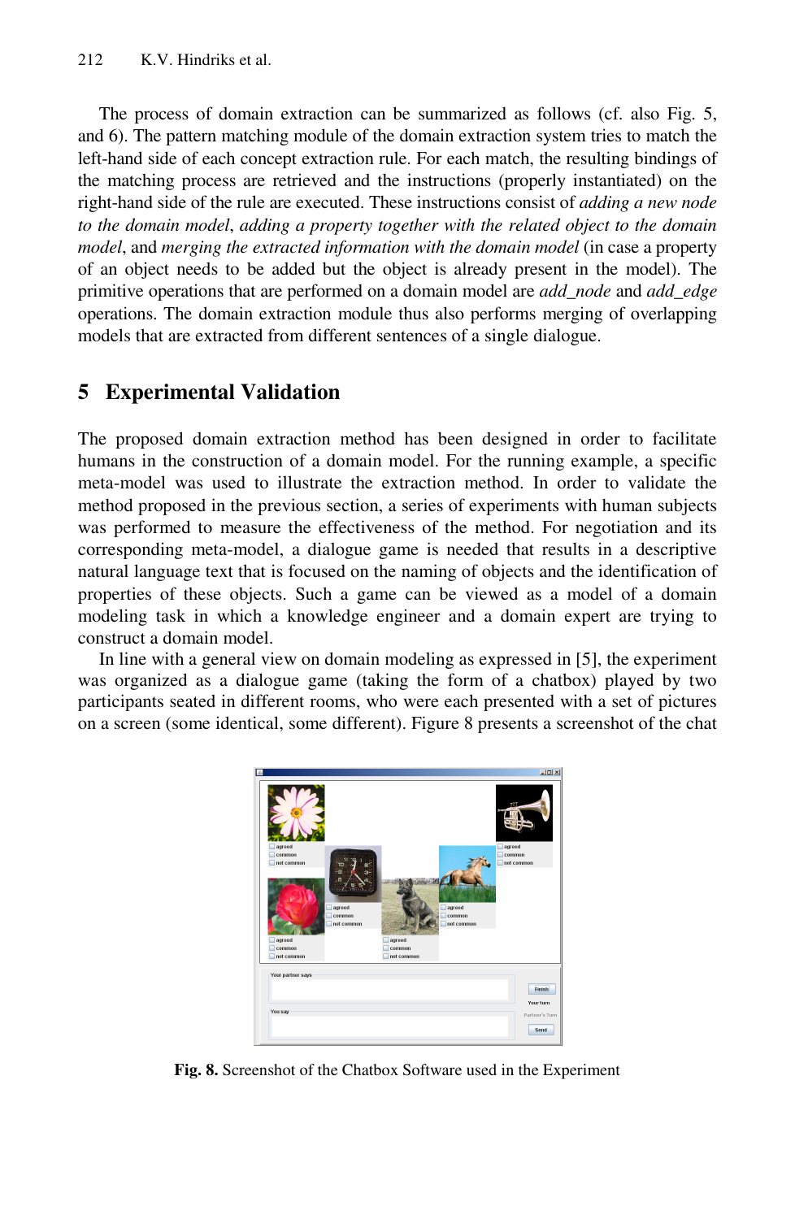The process of domain extraction can be summarized as follows (cf. also Fig. 5, and 6). The pattern matching module of the domain extraction system tries to match the left-hand side of each concept extraction rule. For each match, the resulting bindings of the matching process are retrieved and the instructions (properly instantiated) on the right-hand side of the rule are executed. These instructions consist of *adding a new node to the domain model*, *adding a property together with the related object to the domain model*, and *merging the extracted information with the domain model* (in case a property of an object needs to be added but the object is already present in the model). The primitive operations that are performed on a domain model are *add_node* and *add_edge* operations. The domain extraction module thus also performs merging of overlapping models that are extracted from different sentences of a single dialogue.

## 5 Experimental Validation

The proposed domain extraction method has been designed in order to facilitate humans in the construction of a domain model. For the running example, a specific meta-model was used to illustrate the extraction method. In order to validate the method proposed in the previous section, a series of experiments with human subjects was performed to measure the effectiveness of the method. For negotiation and its corresponding meta-model, a dialogue game is needed that results in a descriptive natural language text that is focused on the naming of objects and the identification of properties of these objects. Such a game can be viewed as a model of a domain modeling task in which a knowledge engineer and a domain expert are trying to construct a domain model.

In line with a general view on domain modeling as expressed in [5], the experiment was organized as a dialogue game (taking the form of a chatbox) played by two participants seated in different rooms, who were each presented with a set of pictures on a screen (some identical, some different). Figure 8 presents a screenshot of the chat

**Fig. 8.** Screenshot of the Chatbox Software used in the Experiment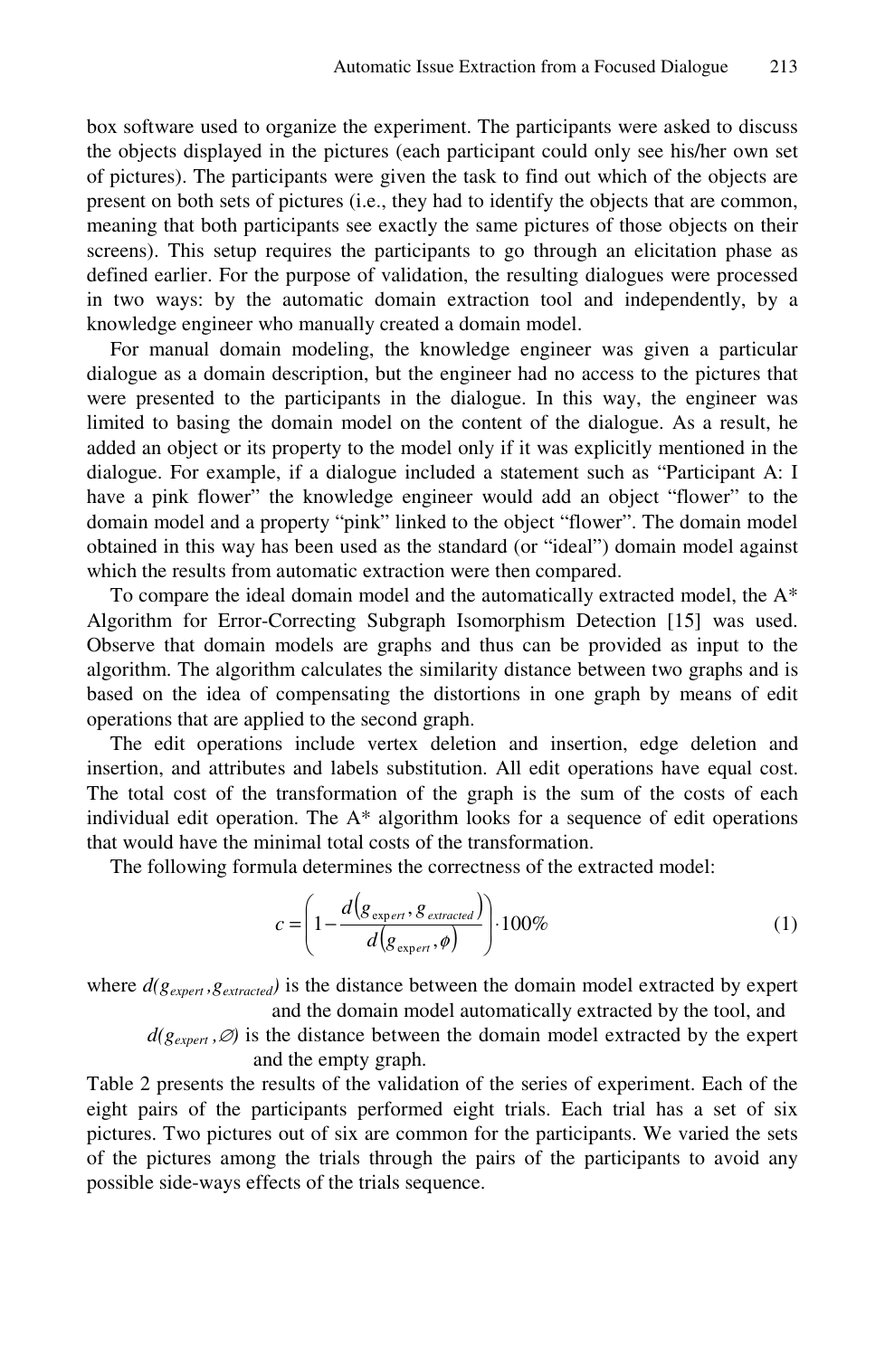box software used to organize the experiment. The participants were asked to discuss the objects displayed in the pictures (each participant could only see his/her own set of pictures). The participants were given the task to find out which of the objects are present on both sets of pictures (i.e., they had to identify the objects that are common, meaning that both participants see exactly the same pictures of those objects on their screens). This setup requires the participants to go through an elicitation phase as defined earlier. For the purpose of validation, the resulting dialogues were processed in two ways: by the automatic domain extraction tool and independently, by a knowledge engineer who manually created a domain model.

For manual domain modeling, the knowledge engineer was given a particular dialogue as a domain description, but the engineer had no access to the pictures that were presented to the participants in the dialogue. In this way, the engineer was limited to basing the domain model on the content of the dialogue. As a result, he added an object or its property to the model only if it was explicitly mentioned in the dialogue. For example, if a dialogue included a statement such as "Participant A: I have a pink flower" the knowledge engineer would add an object "flower" to the domain model and a property "pink" linked to the object "flower". The domain model obtained in this way has been used as the standard (or "ideal") domain model against which the results from automatic extraction were then compared.

To compare the ideal domain model and the automatically extracted model, the A* Algorithm for Error-Correcting Subgraph Isomorphism Detection [15] was used. Observe that domain models are graphs and thus can be provided as input to the algorithm. The algorithm calculates the similarity distance between two graphs and is based on the idea of compensating the distortions in one graph by means of edit operations that are applied to the second graph.

The edit operations include vertex deletion and insertion, edge deletion and insertion, and attributes and labels substitution. All edit operations have equal cost. The total cost of the transformation of the graph is the sum of the costs of each individual edit operation. The A* algorithm looks for a sequence of edit operations that would have the minimal total costs of the transformation.

The following formula determines the correctness of the extracted model:

$$c = \left(1 - \frac{d\left(g_{expert}, g_{extracted}\right)}{d\left(g_{expert}, \phi\right)}\right) \cdot 100\% \tag{1}$$

where $d(g_{expert}, g_{extracted})$ is the distance between the domain model extracted by expert and the domain model automatically extracted by the tool, and

$d(g_{expert}, \emptyset)$ is the distance between the domain model extracted by the expert and the empty graph.

Table 2 presents the results of the validation of the series of experiment. Each of the eight pairs of the participants performed eight trials. Each trial has a set of six pictures. Two pictures out of six are common for the participants. We varied the sets of the pictures among the trials through the pairs of the participants to avoid any possible side-ways effects of the trials sequence.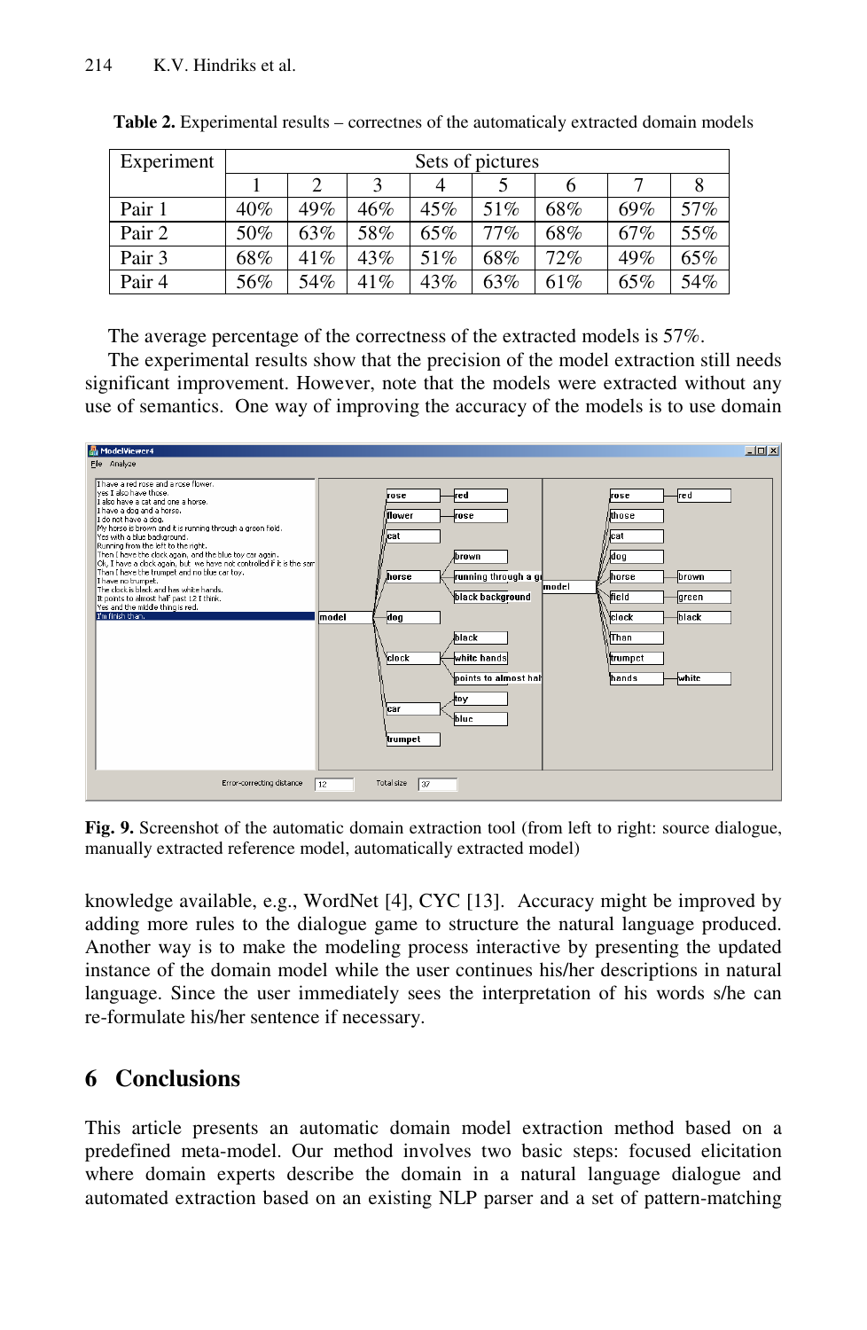**Table 2.** Experimental results – correctnes of the automaticaly extracted domain models

| Experiment | Sets of pictures | | | | | | | |
|---|---|---|---|---|---|---|---|---|
| | 1 | 2 | 3 | 4 | 5 | 6 | 7 | 8 |
| Pair 1 | 40% | 49% | 46% | 45% | 51% | 68% | 69% | 57% |
| Pair 2 | 50% | 63% | 58% | 65% | 77% | 68% | 67% | 55% |
| Pair 3 | 68% | 41% | 43% | 51% | 68% | 72% | 49% | 65% |
| Pair 4 | 56% | 54% | 41% | 43% | 63% | 61% | 65% | 54% |

The average percentage of the correctness of the extracted models is 57%.

The experimental results show that the precision of the model extraction still needs significant improvement. However, note that the models were extracted without any use of semantics. One way of improving the accuracy of the models is to use domain knowledge available, e.g., WordNet [4], CYC [13]. Accuracy might be improved by adding more rules to the dialogue game to structure the natural language produced. Another way is to make the modeling process interactive by presenting the updated instance of the domain model while the user continues his/her descriptions in natural language. Since the user immediately sees the interpretation of his words s/he can re-formulate his/her sentence if necessary.

**Fig. 9.** Screenshot of the automatic domain extraction tool (from left to right: source dialogue, manually extracted reference model, automatically extracted model)

## 6 Conclusions

This article presents an automatic domain model extraction method based on a predefined meta-model. Our method involves two basic steps: focused elicitation where domain experts describe the domain in a natural language dialogue and automated extraction based on an existing NLP parser and a set of pattern-matching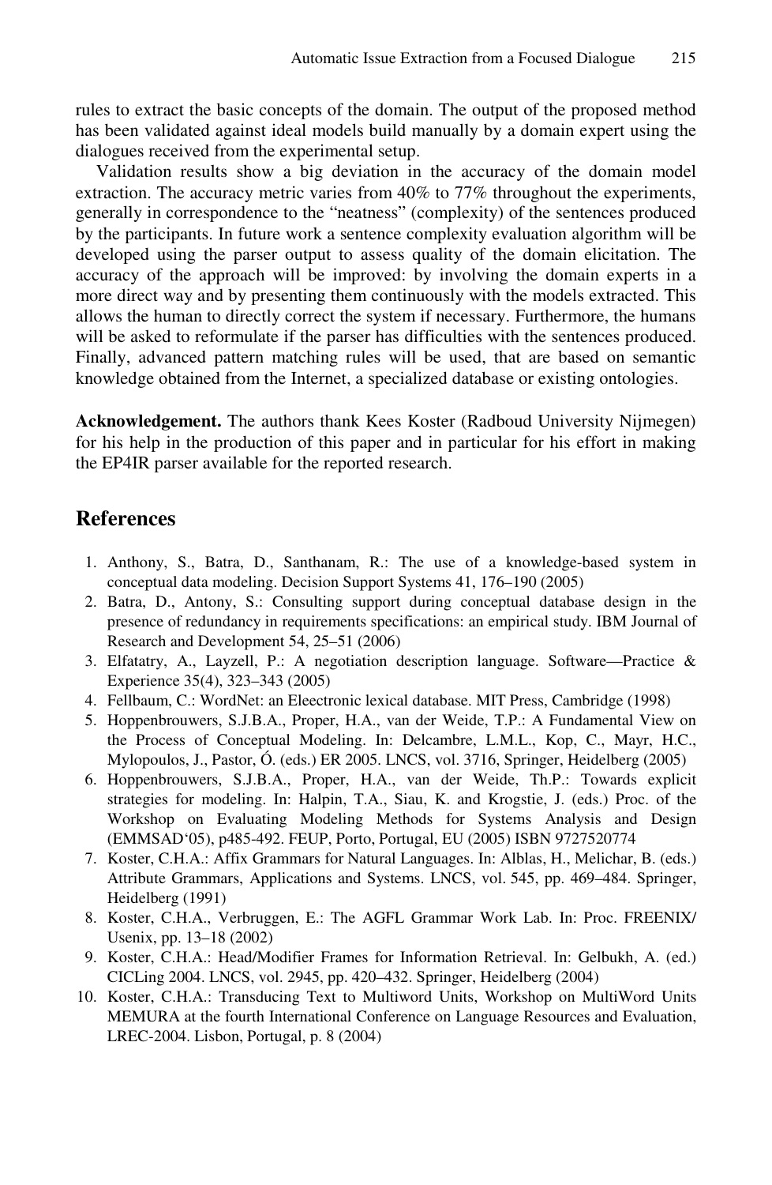rules to extract the basic concepts of the domain. The output of the proposed method has been validated against ideal models build manually by a domain expert using the dialogues received from the experimental setup.

Validation results show a big deviation in the accuracy of the domain model extraction. The accuracy metric varies from 40% to 77% throughout the experiments, generally in correspondence to the "neatness" (complexity) of the sentences produced by the participants. In future work a sentence complexity evaluation algorithm will be developed using the parser output to assess quality of the domain elicitation. The accuracy of the approach will be improved: by involving the domain experts in a more direct way and by presenting them continuously with the models extracted. This allows the human to directly correct the system if necessary. Furthermore, the humans will be asked to reformulate if the parser has difficulties with the sentences produced. Finally, advanced pattern matching rules will be used, that are based on semantic knowledge obtained from the Internet, a specialized database or existing ontologies.

**Acknowledgement.** The authors thank Kees Koster (Radboud University Nijmegen) for his help in the production of this paper and in particular for his effort in making the EP4IR parser available for the reported research.

## References

1. Anthony, S., Batra, D., Santhanam, R.: The use of a knowledge-based system in conceptual data modeling. Decision Support Systems 41, 176–190 (2005)
2. Batra, D., Antony, S.: Consulting support during conceptual database design in the presence of redundancy in requirements specifications: an empirical study. IBM Journal of Research and Development 54, 25–51 (2006)
3. Elfatatry, A., Layzell, P.: A negotiation description language. Software—Practice & Experience 35(4), 323–343 (2005)
4. Fellbaum, C.: WordNet: an Eleectronic lexical database. MIT Press, Cambridge (1998)
5. Hoppenbrouwers, S.J.B.A., Proper, H.A., van der Weide, T.P.: A Fundamental View on the Process of Conceptual Modeling. In: Delcambre, L.M.L., Kop, C., Mayr, H.C., Mylopoulos, J., Pastor, Ó. (eds.) ER 2005. LNCS, vol. 3716, Springer, Heidelberg (2005)
6. Hoppenbrouwers, S.J.B.A., Proper, H.A., van der Weide, Th.P.: Towards explicit strategies for modeling. In: Halpin, T.A., Siau, K. and Krogstie, J. (eds.) Proc. of the Workshop on Evaluating Modeling Methods for Systems Analysis and Design (EMMSAD'05), p485-492. FEUP, Porto, Portugal, EU (2005) ISBN 9727520774
7. Koster, C.H.A.: Affix Grammars for Natural Languages. In: Alblas, H., Melichar, B. (eds.) Attribute Grammars, Applications and Systems. LNCS, vol. 545, pp. 469–484. Springer, Heidelberg (1991)
8. Koster, C.H.A., Verbruggen, E.: The AGFL Grammar Work Lab. In: Proc. FREENIX/ Usenix, pp. 13–18 (2002)
9. Koster, C.H.A.: Head/Modifier Frames for Information Retrieval. In: Gelbukh, A. (ed.) CICLing 2004. LNCS, vol. 2945, pp. 420–432. Springer, Heidelberg (2004)
10. Koster, C.H.A.: Transducing Text to Multiword Units, Workshop on MultiWord Units MEMURA at the fourth International Conference on Language Resources and Evaluation, LREC-2004. Lisbon, Portugal, p. 8 (2004)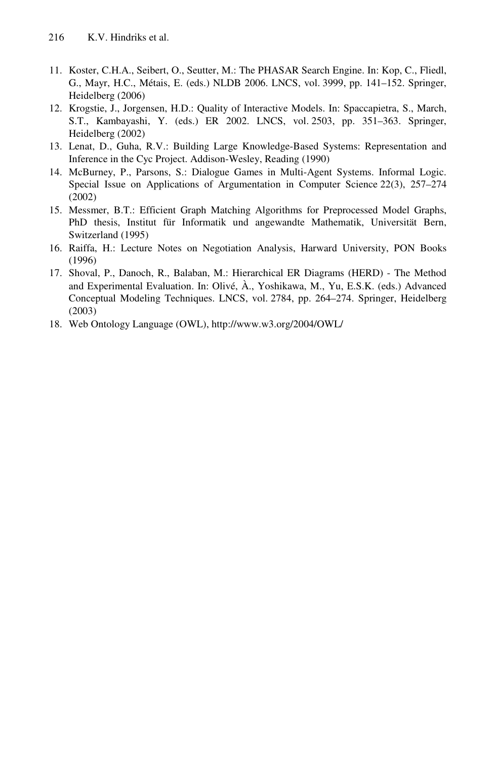11. Koster, C.H.A., Seibert, O., Seutter, M.: The PHASAR Search Engine. In: Kop, C., Fliedl, G., Mayr, H.C., Métais, E. (eds.) NLDB 2006. LNCS, vol. 3999, pp. 141–152. Springer, Heidelberg (2006)
12. Krogstie, J., Jorgensen, H.D.: Quality of Interactive Models. In: Spaccapietra, S., March, S.T., Kambayashi, Y. (eds.) ER 2002. LNCS, vol. 2503, pp. 351–363. Springer, Heidelberg (2002)
13. Lenat, D., Guha, R.V.: Building Large Knowledge-Based Systems: Representation and Inference in the Cyc Project. Addison-Wesley, Reading (1990)
14. McBurney, P., Parsons, S.: Dialogue Games in Multi-Agent Systems. Informal Logic. Special Issue on Applications of Argumentation in Computer Science 22(3), 257–274 (2002)
15. Messmer, B.T.: Efficient Graph Matching Algorithms for Preprocessed Model Graphs, PhD thesis, Institut für Informatik und angewandte Mathematik, Universität Bern, Switzerland (1995)
16. Raiffa, H.: Lecture Notes on Negotiation Analysis, Harward University, PON Books (1996)
17. Shoval, P., Danoch, R., Balaban, M.: Hierarchical ER Diagrams (HERD) - The Method and Experimental Evaluation. In: Olivé, À., Yoshikawa, M., Yu, E.S.K. (eds.) Advanced Conceptual Modeling Techniques. LNCS, vol. 2784, pp. 264–274. Springer, Heidelberg (2003)
18. Web Ontology Language (OWL), http://www.w3.org/2004/OWL/